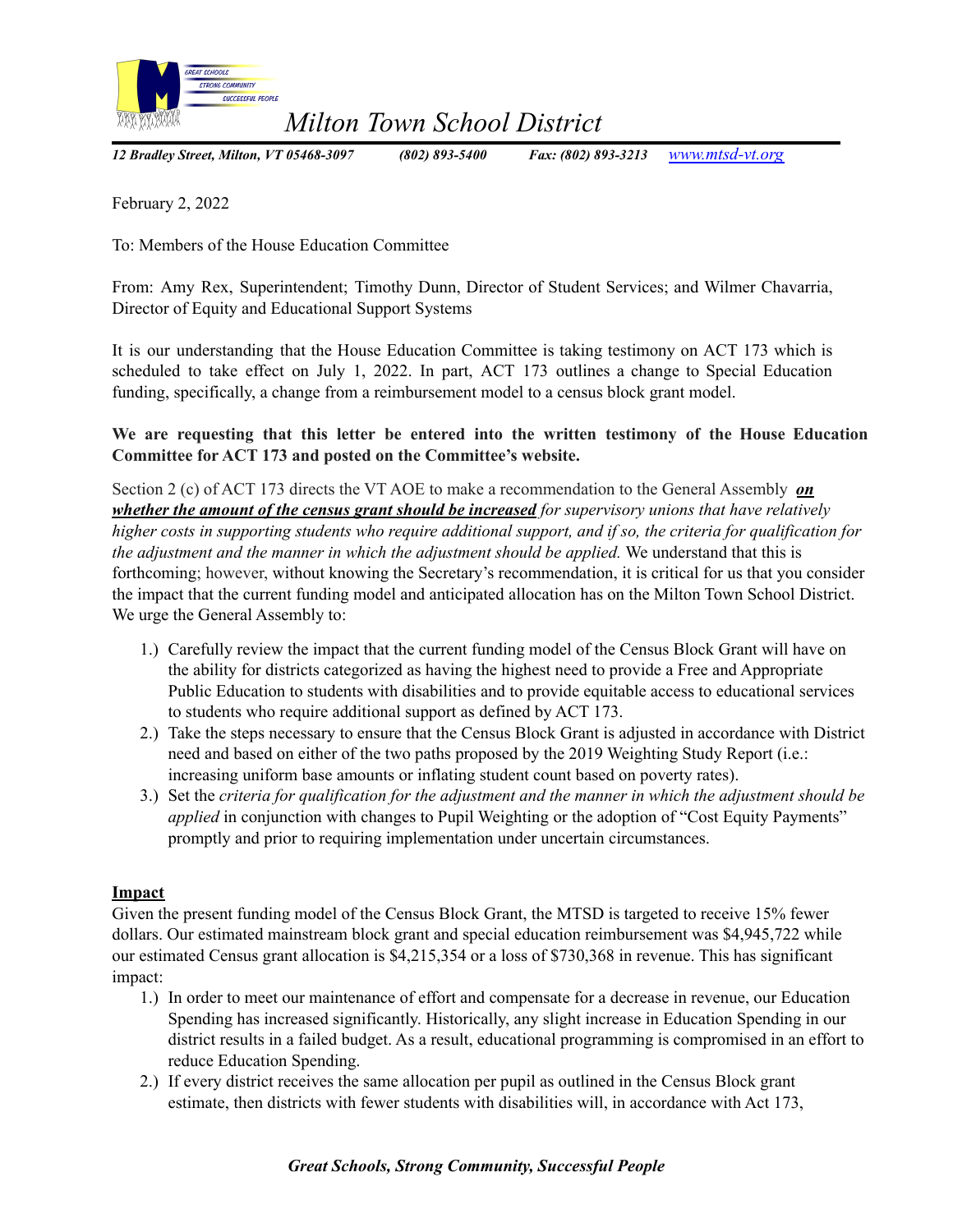# *Milton Town School District*

***12 Bradley Street, Milton, VT 05468-3097 (802) 893-5400 Fax: (802) 893-3213*** *www.mtsd-vt.org*

February 2, 2022

To: Members of the House Education Committee

From: Amy Rex, Superintendent; Timothy Dunn, Director of Student Services; and Wilmer Chavarria, Director of Equity and Educational Support Systems

It is our understanding that the House Education Committee is taking testimony on ACT 173 which is scheduled to take effect on July 1, 2022. In part, ACT 173 outlines a change to Special Education funding, specifically, a change from a reimbursement model to a census block grant model.

**We are requesting that this letter be entered into the written testimony of the House Education Committee for ACT 173 and posted on the Committee's website.**

Section 2 (c) of ACT 173 directs the VT AOE to make a recommendation to the General Assembly ***on whether the amount of the census grant should be increased*** *for supervisory unions that have relatively higher costs in supporting students who require additional support, and if so, the criteria for qualification for the adjustment and the manner in which the adjustment should be applied.* We understand that this is forthcoming; however, without knowing the Secretary's recommendation, it is critical for us that you consider the impact that the current funding model and anticipated allocation has on the Milton Town School District. We urge the General Assembly to:

1.) Carefully review the impact that the current funding model of the Census Block Grant will have on the ability for districts categorized as having the highest need to provide a Free and Appropriate Public Education to students with disabilities and to provide equitable access to educational services to students who require additional support as defined by ACT 173.
2.) Take the steps necessary to ensure that the Census Block Grant is adjusted in accordance with District need and based on either of the two paths proposed by the 2019 Weighting Study Report (i.e.: increasing uniform base amounts or inflating student count based on poverty rates).
3.) Set the *criteria for qualification for the adjustment and the manner in which the adjustment should be applied* in conjunction with changes to Pupil Weighting or the adoption of "Cost Equity Payments" promptly and prior to requiring implementation under uncertain circumstances.

## Impact

Given the present funding model of the Census Block Grant, the MTSD is targeted to receive 15% fewer dollars. Our estimated mainstream block grant and special education reimbursement was $4,945,722 while our estimated Census grant allocation is $4,215,354 or a loss of $730,368 in revenue. This has significant impact:

1.) In order to meet our maintenance of effort and compensate for a decrease in revenue, our Education Spending has increased significantly. Historically, any slight increase in Education Spending in our district results in a failed budget. As a result, educational programming is compromised in an effort to reduce Education Spending.
2.) If every district receives the same allocation per pupil as outlined in the Census Block grant estimate, then districts with fewer students with disabilities will, in accordance with Act 173,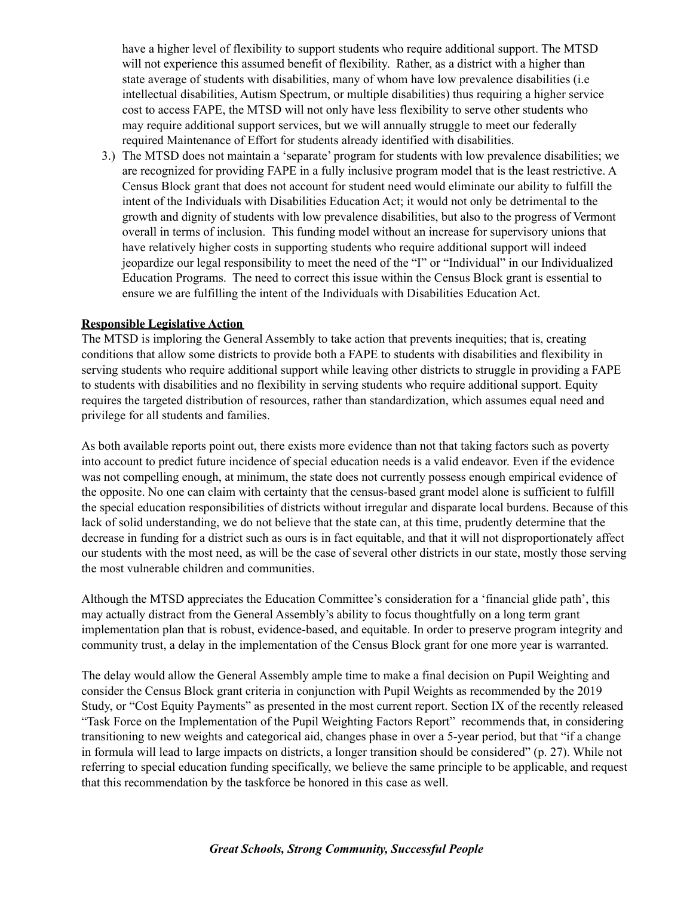have a higher level of flexibility to support students who require additional support. The MTSD will not experience this assumed benefit of flexibility. Rather, as a district with a higher than state average of students with disabilities, many of whom have low prevalence disabilities (i.e intellectual disabilities, Autism Spectrum, or multiple disabilities) thus requiring a higher service cost to access FAPE, the MTSD will not only have less flexibility to serve other students who may require additional support services, but we will annually struggle to meet our federally required Maintenance of Effort for students already identified with disabilities.

3.) The MTSD does not maintain a 'separate' program for students with low prevalence disabilities; we are recognized for providing FAPE in a fully inclusive program model that is the least restrictive. A Census Block grant that does not account for student need would eliminate our ability to fulfill the intent of the Individuals with Disabilities Education Act; it would not only be detrimental to the growth and dignity of students with low prevalence disabilities, but also to the progress of Vermont overall in terms of inclusion. This funding model without an increase for supervisory unions that have relatively higher costs in supporting students who require additional support will indeed jeopardize our legal responsibility to meet the need of the "I" or "Individual" in our Individualized Education Programs. The need to correct this issue within the Census Block grant is essential to ensure we are fulfilling the intent of the Individuals with Disabilities Education Act.

**Responsible Legislative Action**

The MTSD is imploring the General Assembly to take action that prevents inequities; that is, creating conditions that allow some districts to provide both a FAPE to students with disabilities and flexibility in serving students who require additional support while leaving other districts to struggle in providing a FAPE to students with disabilities and no flexibility in serving students who require additional support. Equity requires the targeted distribution of resources, rather than standardization, which assumes equal need and privilege for all students and families.

As both available reports point out, there exists more evidence than not that taking factors such as poverty into account to predict future incidence of special education needs is a valid endeavor. Even if the evidence was not compelling enough, at minimum, the state does not currently possess enough empirical evidence of the opposite. No one can claim with certainty that the census-based grant model alone is sufficient to fulfill the special education responsibilities of districts without irregular and disparate local burdens. Because of this lack of solid understanding, we do not believe that the state can, at this time, prudently determine that the decrease in funding for a district such as ours is in fact equitable, and that it will not disproportionately affect our students with the most need, as will be the case of several other districts in our state, mostly those serving the most vulnerable children and communities.

Although the MTSD appreciates the Education Committee's consideration for a 'financial glide path', this may actually distract from the General Assembly's ability to focus thoughtfully on a long term grant implementation plan that is robust, evidence-based, and equitable. In order to preserve program integrity and community trust, a delay in the implementation of the Census Block grant for one more year is warranted.

The delay would allow the General Assembly ample time to make a final decision on Pupil Weighting and consider the Census Block grant criteria in conjunction with Pupil Weights as recommended by the 2019 Study, or "Cost Equity Payments" as presented in the most current report. Section IX of the recently released "Task Force on the Implementation of the Pupil Weighting Factors Report" recommends that, in considering transitioning to new weights and categorical aid, changes phase in over a 5-year period, but that "if a change in formula will lead to large impacts on districts, a longer transition should be considered" (p. 27). While not referring to special education funding specifically, we believe the same principle to be applicable, and request that this recommendation by the taskforce be honored in this case as well.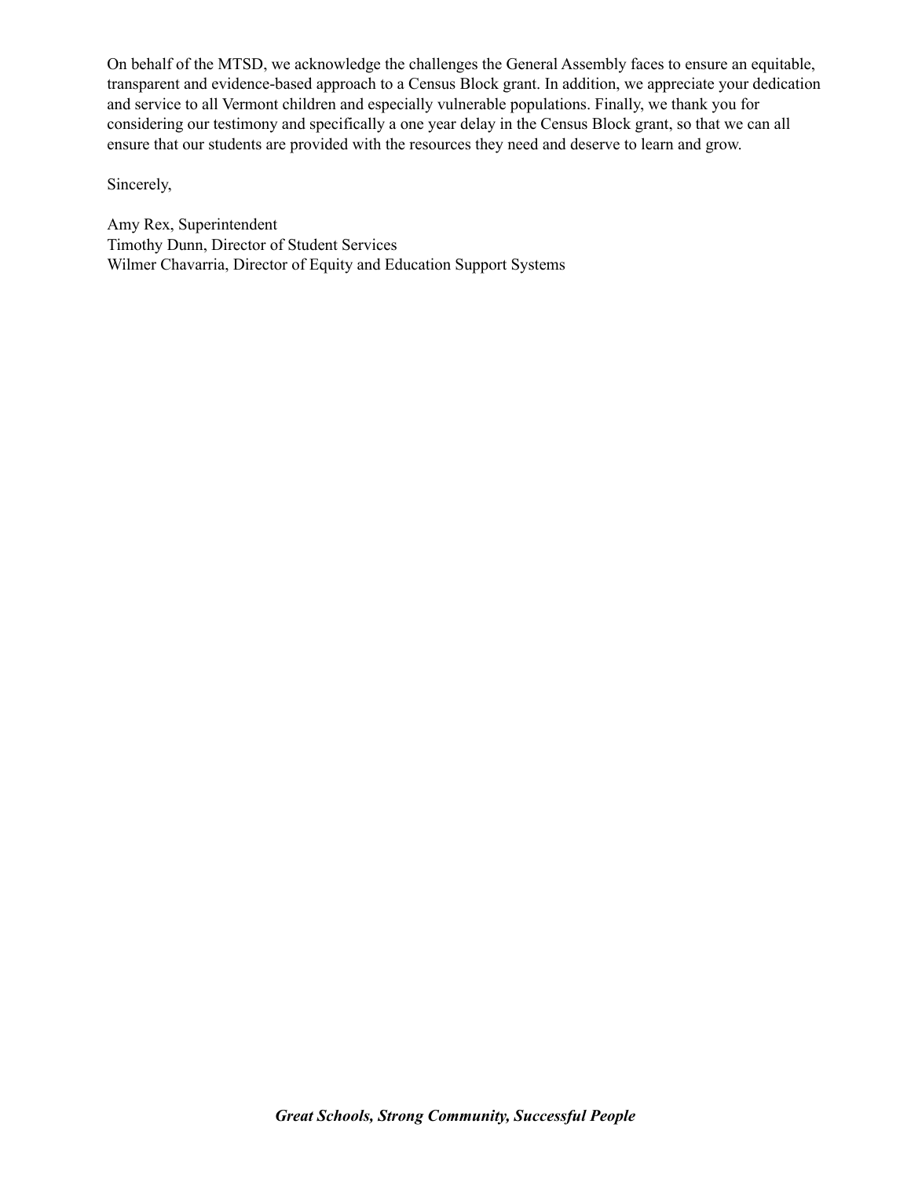On behalf of the MTSD, we acknowledge the challenges the General Assembly faces to ensure an equitable, transparent and evidence-based approach to a Census Block grant. In addition, we appreciate your dedication and service to all Vermont children and especially vulnerable populations. Finally, we thank you for considering our testimony and specifically a one year delay in the Census Block grant, so that we can all ensure that our students are provided with the resources they need and deserve to learn and grow.

Sincerely,

Amy Rex, Superintendent
Timothy Dunn, Director of Student Services
Wilmer Chavarria, Director of Equity and Education Support Systems